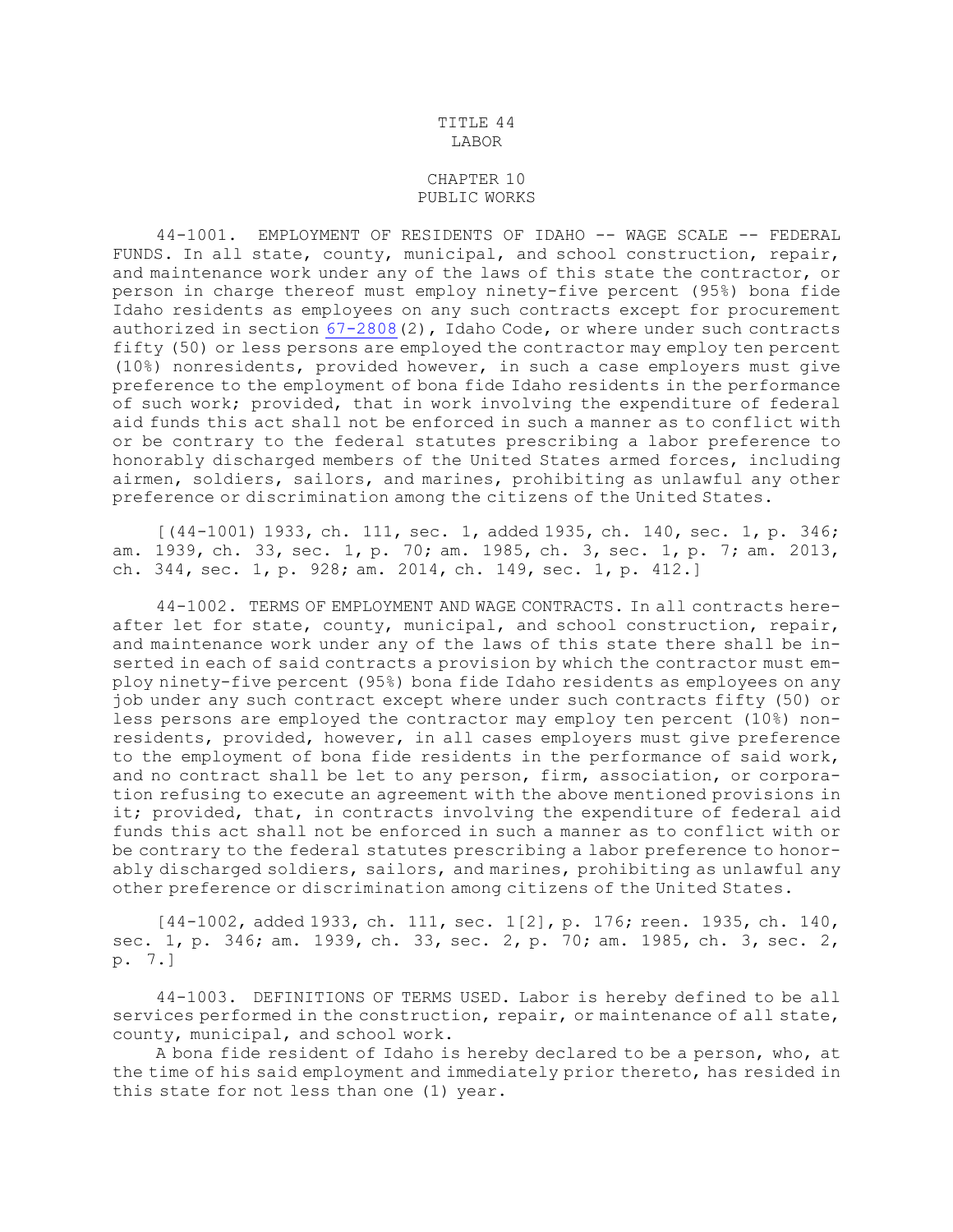# TITLE 44
# LABOR

## CHAPTER 10
## PUBLIC WORKS

44-1001. EMPLOYMENT OF RESIDENTS OF IDAHO -- WAGE SCALE -- FEDERAL FUNDS. In all state, county, municipal, and school construction, repair, and maintenance work under any of the laws of this state the contractor, or person in charge thereof must employ ninety-five percent (95%) bona fide Idaho residents as employees on any such contracts except for procurement authorized in section 67-2808(2), Idaho Code, or where under such contracts fifty (50) or less persons are employed the contractor may employ ten percent (10%) nonresidents, provided however, in such a case employers must give preference to the employment of bona fide Idaho residents in the performance of such work; provided, that in work involving the expenditure of federal aid funds this act shall not be enforced in such a manner as to conflict with or be contrary to the federal statutes prescribing a labor preference to honorably discharged members of the United States armed forces, including airmen, soldiers, sailors, and marines, prohibiting as unlawful any other preference or discrimination among the citizens of the United States.

[(44-1001) 1933, ch. 111, sec. 1, added 1935, ch. 140, sec. 1, p. 346; am. 1939, ch. 33, sec. 1, p. 70; am. 1985, ch. 3, sec. 1, p. 7; am. 2013, ch. 344, sec. 1, p. 928; am. 2014, ch. 149, sec. 1, p. 412.]

44-1002. TERMS OF EMPLOYMENT AND WAGE CONTRACTS. In all contracts hereafter let for state, county, municipal, and school construction, repair, and maintenance work under any of the laws of this state there shall be inserted in each of said contracts a provision by which the contractor must employ ninety-five percent (95%) bona fide Idaho residents as employees on any job under any such contract except where under such contracts fifty (50) or less persons are employed the contractor may employ ten percent (10%) nonresidents, provided, however, in all cases employers must give preference to the employment of bona fide residents in the performance of said work, and no contract shall be let to any person, firm, association, or corporation refusing to execute an agreement with the above mentioned provisions in it; provided, that, in contracts involving the expenditure of federal aid funds this act shall not be enforced in such a manner as to conflict with or be contrary to the federal statutes prescribing a labor preference to honorably discharged soldiers, sailors, and marines, prohibiting as unlawful any other preference or discrimination among citizens of the United States.

[44-1002, added 1933, ch. 111, sec. 1[2], p. 176; reen. 1935, ch. 140, sec. 1, p. 346; am. 1939, ch. 33, sec. 2, p. 70; am. 1985, ch. 3, sec. 2, p. 7.]

44-1003. DEFINITIONS OF TERMS USED. Labor is hereby defined to be all services performed in the construction, repair, or maintenance of all state, county, municipal, and school work.

A bona fide resident of Idaho is hereby declared to be a person, who, at the time of his said employment and immediately prior thereto, has resided in this state for not less than one (1) year.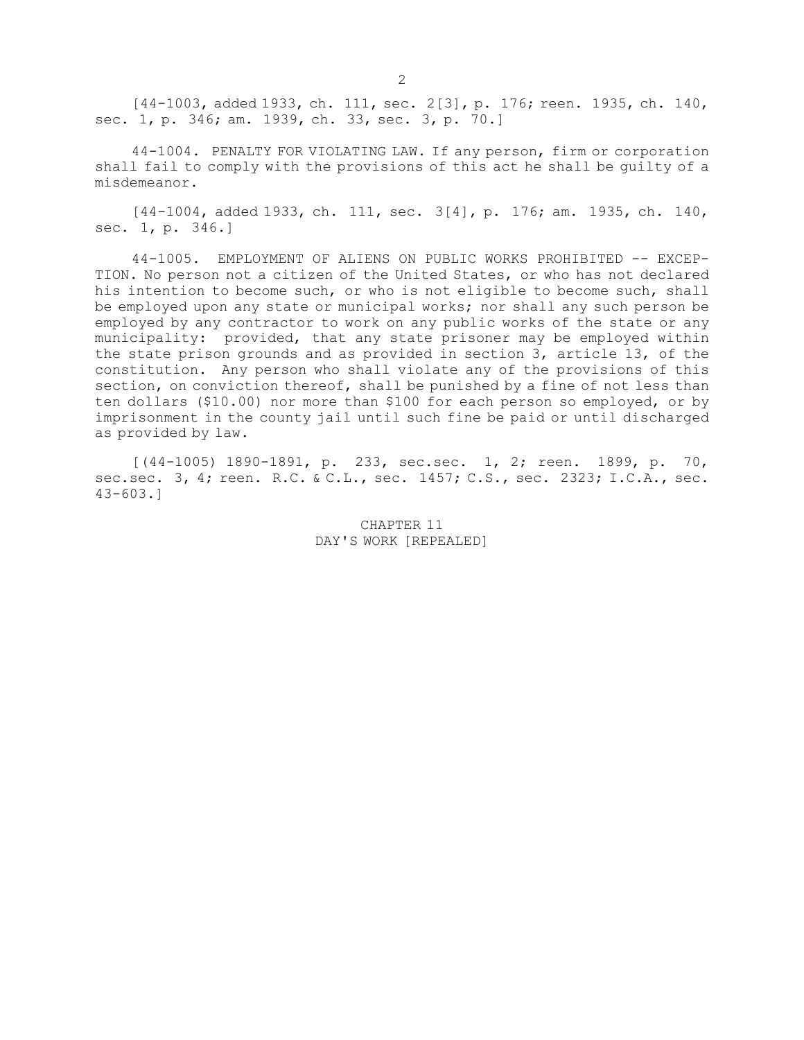[44-1003, added 1933, ch. 111, sec. 2[3], p. 176; reen. 1935, ch. 140, sec. 1, p. 346; am. 1939, ch. 33, sec. 3, p. 70.]

44-1004. PENALTY FOR VIOLATING LAW. If any person, firm or corporation shall fail to comply with the provisions of this act he shall be guilty of a misdemeanor.

[44-1004, added 1933, ch. 111, sec. 3[4], p. 176; am. 1935, ch. 140, sec. 1, p. 346.]

44-1005. EMPLOYMENT OF ALIENS ON PUBLIC WORKS PROHIBITED -- EXCEPTION. No person not a citizen of the United States, or who has not declared his intention to become such, or who is not eligible to become such, shall be employed upon any state or municipal works; nor shall any such person be employed by any contractor to work on any public works of the state or any municipality: provided, that any state prisoner may be employed within the state prison grounds and as provided in section 3, article 13, of the constitution. Any person who shall violate any of the provisions of this section, on conviction thereof, shall be punished by a fine of not less than ten dollars ($10.00) nor more than $100 for each person so employed, or by imprisonment in the county jail until such fine be paid or until discharged as provided by law.

[(44-1005) 1890-1891, p. 233, sec.sec. 1, 2; reen. 1899, p. 70, sec.sec. 3, 4; reen. R.C. & C.L., sec. 1457; C.S., sec. 2323; I.C.A., sec. 43-603.]

## CHAPTER 11
## DAY'S WORK [REPEALED]